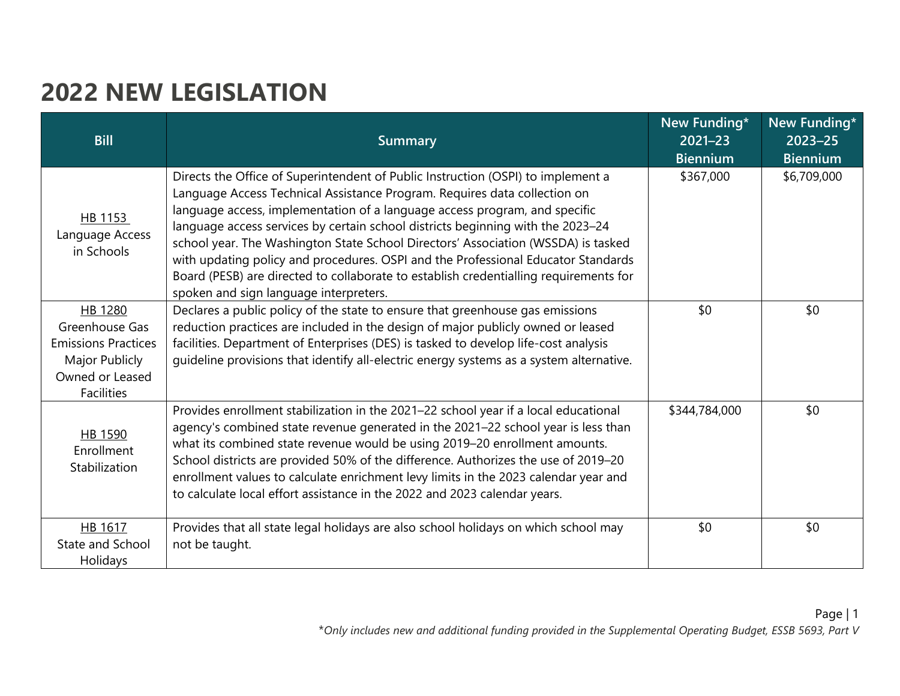# 2022 NEW LEGISLATION

| Bill | Summary | New Funding* 2021–23 Biennium | New Funding* 2023–25 Biennium |
|---|---|---|---|
| HB 1153 Language Access in Schools | Directs the Office of Superintendent of Public Instruction (OSPI) to implement a Language Access Technical Assistance Program. Requires data collection on language access, implementation of a language access program, and specific language access services by certain school districts beginning with the 2023–24 school year. The Washington State School Directors' Association (WSSDA) is tasked with updating policy and procedures. OSPI and the Professional Educator Standards Board (PESB) are directed to collaborate to establish credentialling requirements for spoken and sign language interpreters. | $367,000 | $6,709,000 |
| HB 1280 Greenhouse Gas Emissions Practices Major Publicly Owned or Leased Facilities | Declares a public policy of the state to ensure that greenhouse gas emissions reduction practices are included in the design of major publicly owned or leased facilities. Department of Enterprises (DES) is tasked to develop life-cost analysis guideline provisions that identify all-electric energy systems as a system alternative. | $0 | $0 |
| HB 1590 Enrollment Stabilization | Provides enrollment stabilization in the 2021–22 school year if a local educational agency's combined state revenue generated in the 2021–22 school year is less than what its combined state revenue would be using 2019–20 enrollment amounts. School districts are provided 50% of the difference. Authorizes the use of 2019–20 enrollment values to calculate enrichment levy limits in the 2023 calendar year and to calculate local effort assistance in the 2022 and 2023 calendar years. | $344,784,000 | $0 |
| HB 1617 State and School Holidays | Provides that all state legal holidays are also school holidays on which school may not be taught. | $0 | $0 |

*\*Only includes new and additional funding provided in the Supplemental Operating Budget, ESSB 5693, Part V*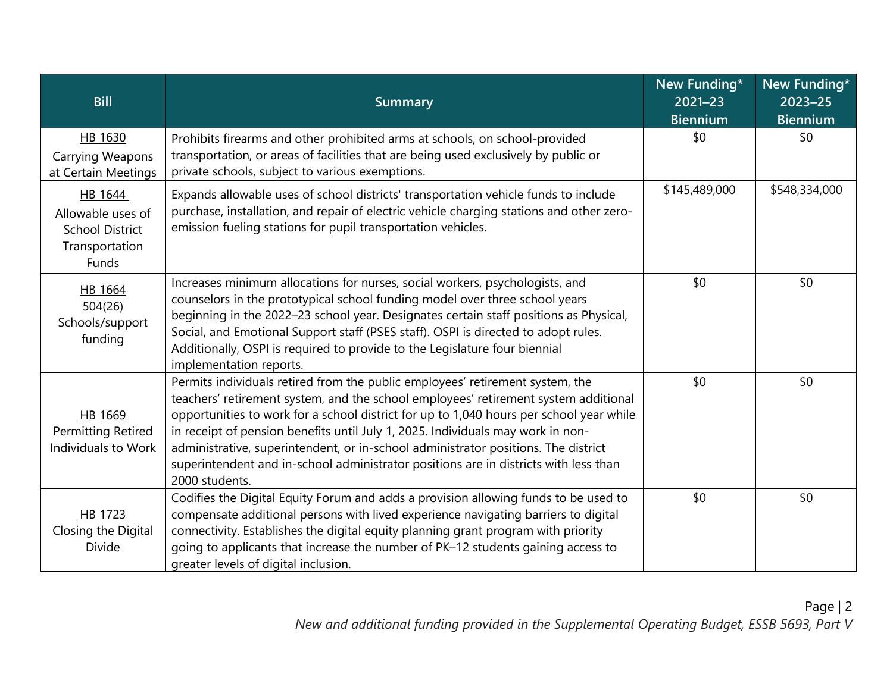| Bill | Summary | New Funding* 2021–23 Biennium | New Funding* 2023–25 Biennium |
|---|---|---|---|
| HB 1630 Carrying Weapons at Certain Meetings | Prohibits firearms and other prohibited arms at schools, on school-provided transportation, or areas of facilities that are being used exclusively by public or private schools, subject to various exemptions. | $0 | $0 |
| HB 1644 Allowable uses of School District Transportation Funds | Expands allowable uses of school districts' transportation vehicle funds to include purchase, installation, and repair of electric vehicle charging stations and other zero-emission fueling stations for pupil transportation vehicles. | $145,489,000 | $548,334,000 |
| HB 1664 504(26) Schools/support funding | Increases minimum allocations for nurses, social workers, psychologists, and counselors in the prototypical school funding model over three school years beginning in the 2022–23 school year. Designates certain staff positions as Physical, Social, and Emotional Support staff (PSES staff). OSPI is directed to adopt rules. Additionally, OSPI is required to provide to the Legislature four biennial implementation reports. | $0 | $0 |
| HB 1669 Permitting Retired Individuals to Work | Permits individuals retired from the public employees' retirement system, the teachers' retirement system, and the school employees' retirement system additional opportunities to work for a school district for up to 1,040 hours per school year while in receipt of pension benefits until July 1, 2025. Individuals may work in non-administrative, superintendent, or in-school administrator positions. The district superintendent and in-school administrator positions are in districts with less than 2000 students. | $0 | $0 |
| HB 1723 Closing the Digital Divide | Codifies the Digital Equity Forum and adds a provision allowing funds to be used to compensate additional persons with lived experience navigating barriers to digital connectivity. Establishes the digital equity planning grant program with priority going to applicants that increase the number of PK–12 students gaining access to greater levels of digital inclusion. | $0 | $0 |

*New and additional funding provided in the Supplemental Operating Budget, ESSB 5693, Part V*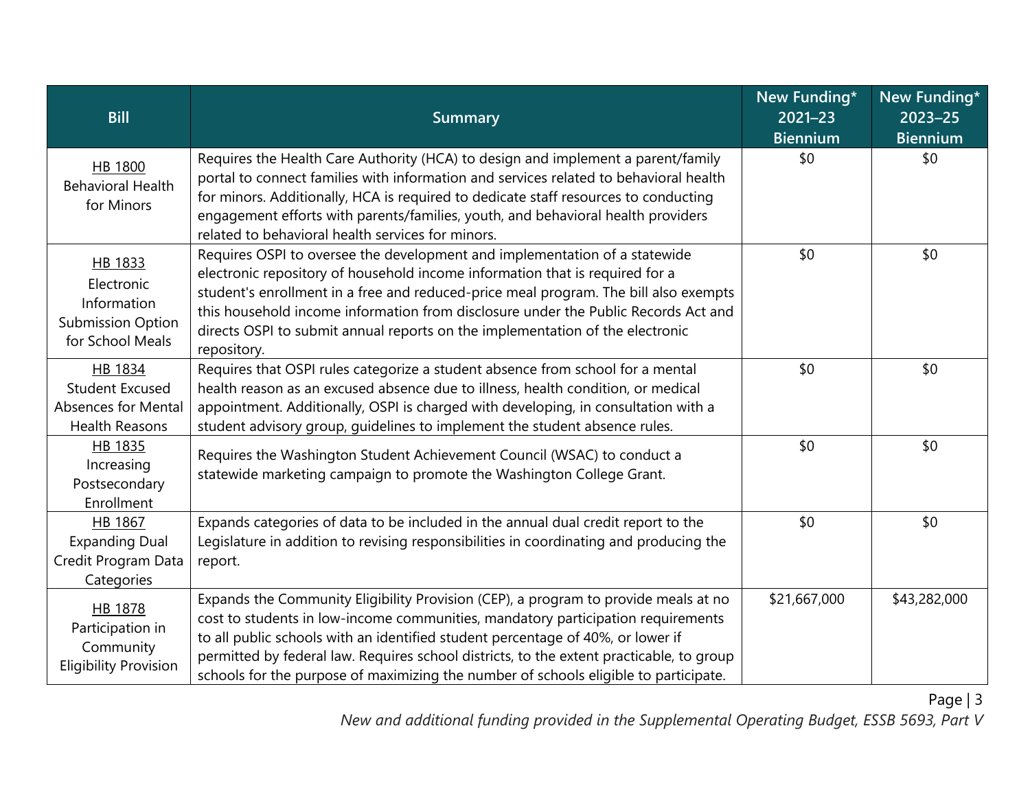| Bill | Summary | New Funding* 2021–23 Biennium | New Funding* 2023–25 Biennium |
|---|---|---|---|
| HB 1800 Behavioral Health for Minors | Requires the Health Care Authority (HCA) to design and implement a parent/family portal to connect families with information and services related to behavioral health for minors. Additionally, HCA is required to dedicate staff resources to conducting engagement efforts with parents/families, youth, and behavioral health providers related to behavioral health services for minors. | $0 | $0 |
| HB 1833 Electronic Information Submission Option for School Meals | Requires OSPI to oversee the development and implementation of a statewide electronic repository of household income information that is required for a student's enrollment in a free and reduced-price meal program. The bill also exempts this household income information from disclosure under the Public Records Act and directs OSPI to submit annual reports on the implementation of the electronic repository. | $0 | $0 |
| HB 1834 Student Excused Absences for Mental Health Reasons | Requires that OSPI rules categorize a student absence from school for a mental health reason as an excused absence due to illness, health condition, or medical appointment. Additionally, OSPI is charged with developing, in consultation with a student advisory group, guidelines to implement the student absence rules. | $0 | $0 |
| HB 1835 Increasing Postsecondary Enrollment | Requires the Washington Student Achievement Council (WSAC) to conduct a statewide marketing campaign to promote the Washington College Grant. | $0 | $0 |
| HB 1867 Expanding Dual Credit Program Data Categories | Expands categories of data to be included in the annual dual credit report to the Legislature in addition to revising responsibilities in coordinating and producing the report. | $0 | $0 |
| HB 1878 Participation in Community Eligibility Provision | Expands the Community Eligibility Provision (CEP), a program to provide meals at no cost to students in low-income communities, mandatory participation requirements to all public schools with an identified student percentage of 40%, or lower if permitted by federal law. Requires school districts, to the extent practicable, to group schools for the purpose of maximizing the number of schools eligible to participate. | $21,667,000 | $43,282,000 |

*New and additional funding provided in the Supplemental Operating Budget, ESSB 5693, Part V*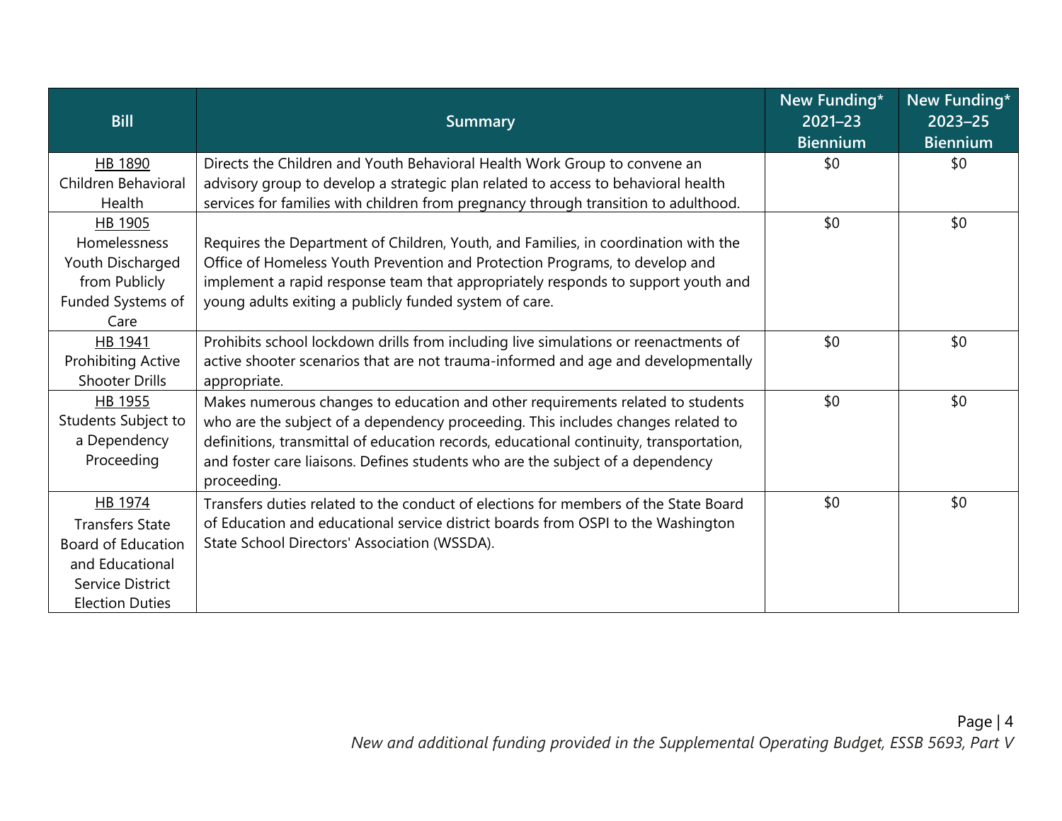| Bill | Summary | New Funding* 2021–23 Biennium | New Funding* 2023–25 Biennium |
|---|---|---|---|
| HB 1890 Children Behavioral Health | Directs the Children and Youth Behavioral Health Work Group to convene an advisory group to develop a strategic plan related to access to behavioral health services for families with children from pregnancy through transition to adulthood. | $0 | $0 |
| HB 1905 Homelessness Youth Discharged from Publicly Funded Systems of Care | Requires the Department of Children, Youth, and Families, in coordination with the Office of Homeless Youth Prevention and Protection Programs, to develop and implement a rapid response team that appropriately responds to support youth and young adults exiting a publicly funded system of care. | $0 | $0 |
| HB 1941 Prohibiting Active Shooter Drills | Prohibits school lockdown drills from including live simulations or reenactments of active shooter scenarios that are not trauma-informed and age and developmentally appropriate. | $0 | $0 |
| HB 1955 Students Subject to a Dependency Proceeding | Makes numerous changes to education and other requirements related to students who are the subject of a dependency proceeding. This includes changes related to definitions, transmittal of education records, educational continuity, transportation, and foster care liaisons. Defines students who are the subject of a dependency proceeding. | $0 | $0 |
| HB 1974 Transfers State Board of Education and Educational Service District Election Duties | Transfers duties related to the conduct of elections for members of the State Board of Education and educational service district boards from OSPI to the Washington State School Directors' Association (WSSDA). | $0 | $0 |

*New and additional funding provided in the Supplemental Operating Budget, ESSB 5693, Part V*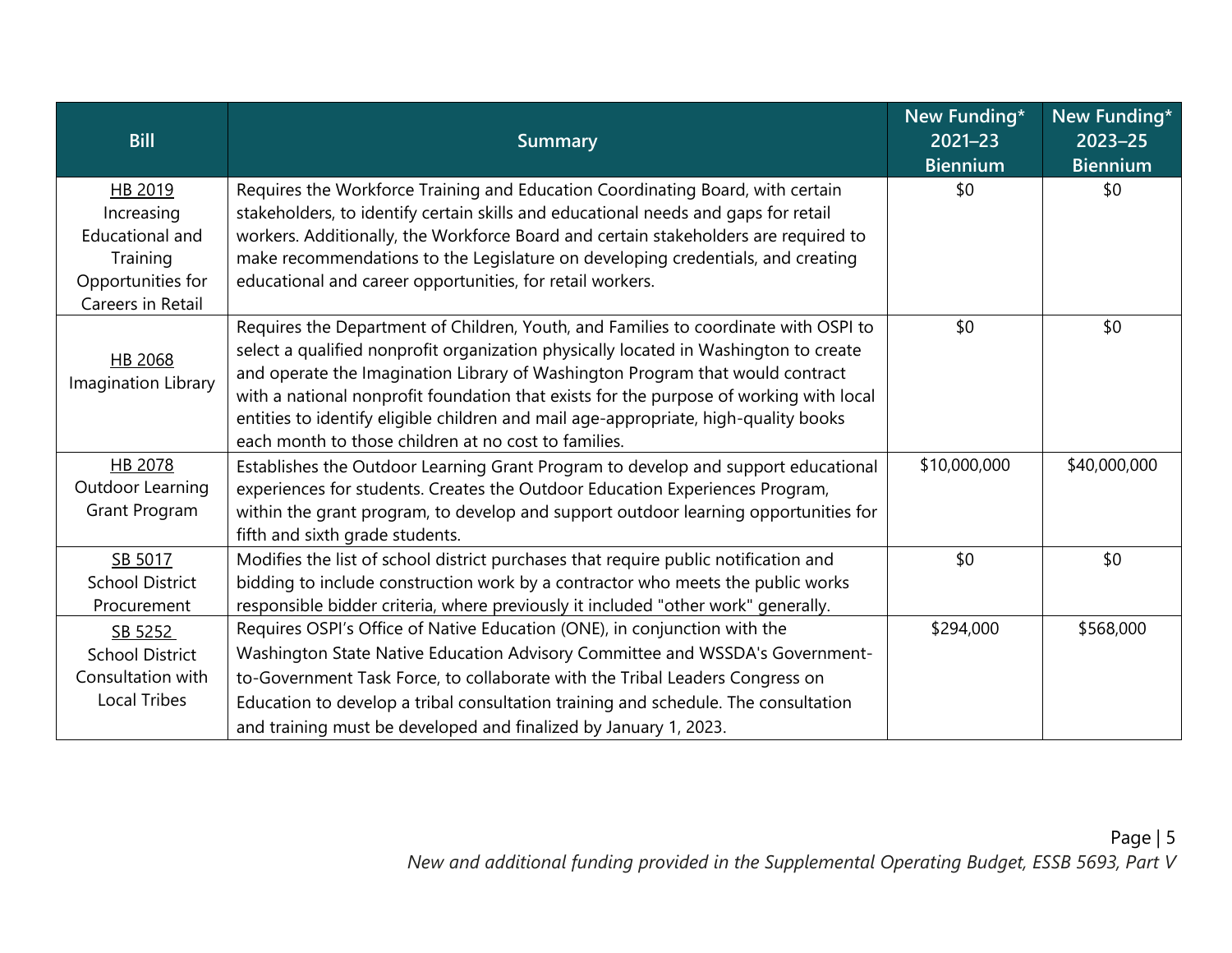| Bill | Summary | New Funding* 2021–23 Biennium | New Funding* 2023–25 Biennium |
|---|---|---|---|
| HB 2019 Increasing Educational and Training Opportunities for Careers in Retail | Requires the Workforce Training and Education Coordinating Board, with certain stakeholders, to identify certain skills and educational needs and gaps for retail workers. Additionally, the Workforce Board and certain stakeholders are required to make recommendations to the Legislature on developing credentials, and creating educational and career opportunities, for retail workers. | $0 | $0 |
| HB 2068 Imagination Library | Requires the Department of Children, Youth, and Families to coordinate with OSPI to select a qualified nonprofit organization physically located in Washington to create and operate the Imagination Library of Washington Program that would contract with a national nonprofit foundation that exists for the purpose of working with local entities to identify eligible children and mail age-appropriate, high-quality books each month to those children at no cost to families. | $0 | $0 |
| HB 2078 Outdoor Learning Grant Program | Establishes the Outdoor Learning Grant Program to develop and support educational experiences for students. Creates the Outdoor Education Experiences Program, within the grant program, to develop and support outdoor learning opportunities for fifth and sixth grade students. | $10,000,000 | $40,000,000 |
| SB 5017 School District Procurement | Modifies the list of school district purchases that require public notification and bidding to include construction work by a contractor who meets the public works responsible bidder criteria, where previously it included "other work" generally. | $0 | $0 |
| SB 5252 School District Consultation with Local Tribes | Requires OSPI's Office of Native Education (ONE), in conjunction with the Washington State Native Education Advisory Committee and WSSDA's Government-to-Government Task Force, to collaborate with the Tribal Leaders Congress on Education to develop a tribal consultation training and schedule. The consultation and training must be developed and finalized by January 1, 2023. | $294,000 | $568,000 |

*New and additional funding provided in the Supplemental Operating Budget, ESSB 5693, Part V*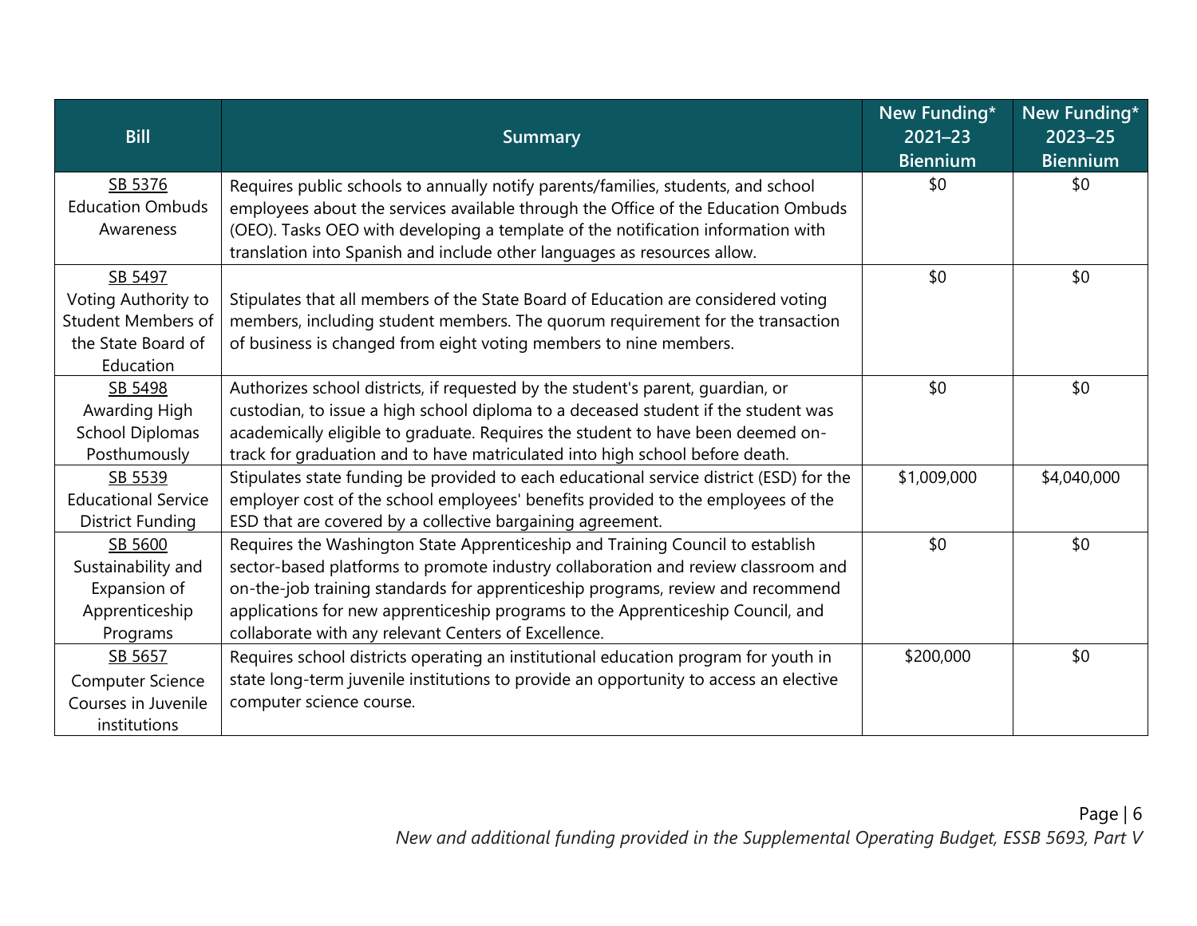| Bill | Summary | New Funding* 2021–23 Biennium | New Funding* 2023–25 Biennium |
|---|---|---|---|
| SB 5376 Education Ombuds Awareness | Requires public schools to annually notify parents/families, students, and school employees about the services available through the Office of the Education Ombuds (OEO). Tasks OEO with developing a template of the notification information with translation into Spanish and include other languages as resources allow. | $0 | $0 |
| SB 5497 Voting Authority to Student Members of the State Board of Education | Stipulates that all members of the State Board of Education are considered voting members, including student members. The quorum requirement for the transaction of business is changed from eight voting members to nine members. | $0 | $0 |
| SB 5498 Awarding High School Diplomas Posthumously | Authorizes school districts, if requested by the student's parent, guardian, or custodian, to issue a high school diploma to a deceased student if the student was academically eligible to graduate. Requires the student to have been deemed on-track for graduation and to have matriculated into high school before death. | $0 | $0 |
| SB 5539 Educational Service District Funding | Stipulates state funding be provided to each educational service district (ESD) for the employer cost of the school employees' benefits provided to the employees of the ESD that are covered by a collective bargaining agreement. | $1,009,000 | $4,040,000 |
| SB 5600 Sustainability and Expansion of Apprenticeship Programs | Requires the Washington State Apprenticeship and Training Council to establish sector-based platforms to promote industry collaboration and review classroom and on-the-job training standards for apprenticeship programs, review and recommend applications for new apprenticeship programs to the Apprenticeship Council, and collaborate with any relevant Centers of Excellence. | $0 | $0 |
| SB 5657 Computer Science Courses in Juvenile institutions | Requires school districts operating an institutional education program for youth in state long-term juvenile institutions to provide an opportunity to access an elective computer science course. | $200,000 | $0 |

*New and additional funding provided in the Supplemental Operating Budget, ESSB 5693, Part V*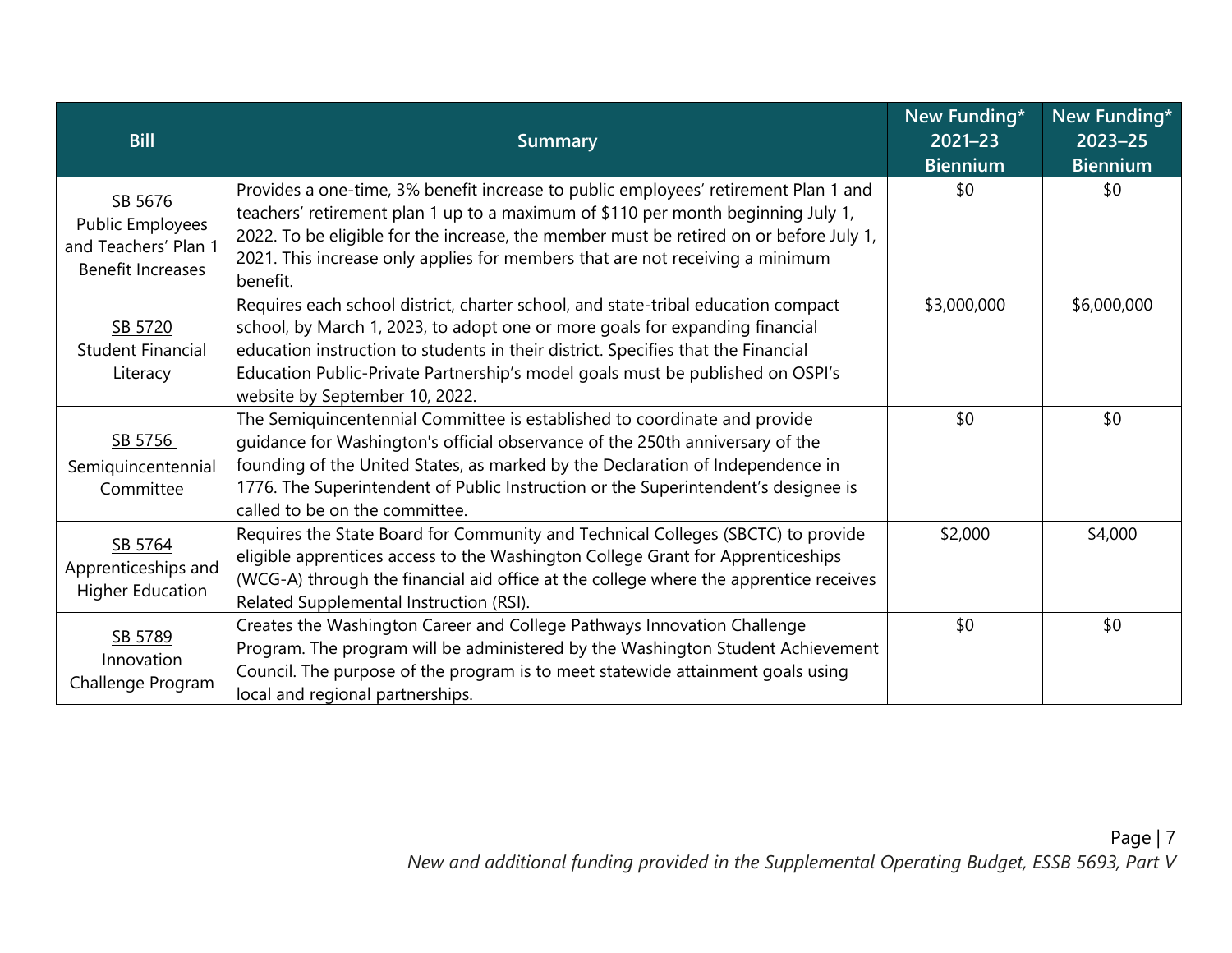| Bill | Summary | New Funding* 2021–23 Biennium | New Funding* 2023–25 Biennium |
|---|---|---|---|
| SB 5676 Public Employees and Teachers' Plan 1 Benefit Increases | Provides a one-time, 3% benefit increase to public employees' retirement Plan 1 and teachers' retirement plan 1 up to a maximum of $110 per month beginning July 1, 2022. To be eligible for the increase, the member must be retired on or before July 1, 2021. This increase only applies for members that are not receiving a minimum benefit. | $0 | $0 |
| SB 5720 Student Financial Literacy | Requires each school district, charter school, and state-tribal education compact school, by March 1, 2023, to adopt one or more goals for expanding financial education instruction to students in their district. Specifies that the Financial Education Public-Private Partnership's model goals must be published on OSPI's website by September 10, 2022. | $3,000,000 | $6,000,000 |
| SB 5756 Semiquincentennial Committee | The Semiquincentennial Committee is established to coordinate and provide guidance for Washington's official observance of the 250th anniversary of the founding of the United States, as marked by the Declaration of Independence in 1776. The Superintendent of Public Instruction or the Superintendent's designee is called to be on the committee. | $0 | $0 |
| SB 5764 Apprenticeships and Higher Education | Requires the State Board for Community and Technical Colleges (SBCTC) to provide eligible apprentices access to the Washington College Grant for Apprenticeships (WCG-A) through the financial aid office at the college where the apprentice receives Related Supplemental Instruction (RSI). | $2,000 | $4,000 |
| SB 5789 Innovation Challenge Program | Creates the Washington Career and College Pathways Innovation Challenge Program. The program will be administered by the Washington Student Achievement Council. The purpose of the program is to meet statewide attainment goals using local and regional partnerships. | $0 | $0 |

*New and additional funding provided in the Supplemental Operating Budget, ESSB 5693, Part V*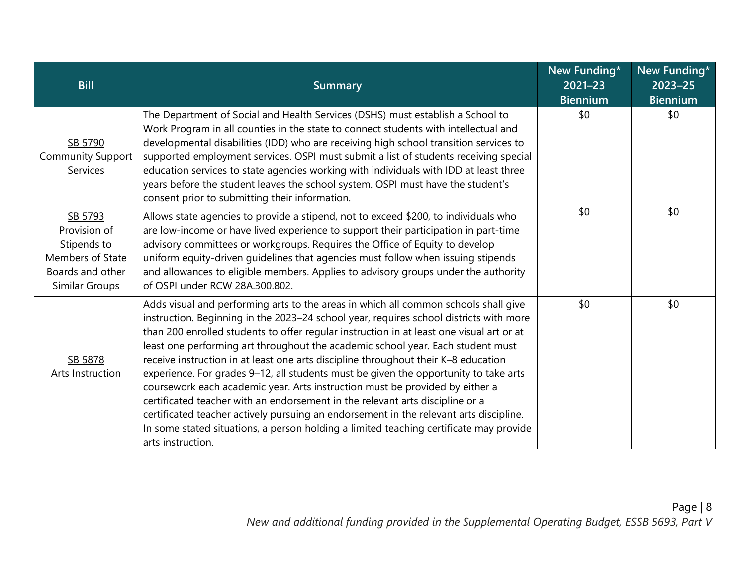| Bill | Summary | New Funding* 2021–23 Biennium | New Funding* 2023–25 Biennium |
|---|---|---|---|
| SB 5790 Community Support Services | The Department of Social and Health Services (DSHS) must establish a School to Work Program in all counties in the state to connect students with intellectual and developmental disabilities (IDD) who are receiving high school transition services to supported employment services. OSPI must submit a list of students receiving special education services to state agencies working with individuals with IDD at least three years before the student leaves the school system. OSPI must have the student's consent prior to submitting their information. | $0 | $0 |
| SB 5793 Provision of Stipends to Members of State Boards and other Similar Groups | Allows state agencies to provide a stipend, not to exceed $200, to individuals who are low-income or have lived experience to support their participation in part-time advisory committees or workgroups. Requires the Office of Equity to develop uniform equity-driven guidelines that agencies must follow when issuing stipends and allowances to eligible members. Applies to advisory groups under the authority of OSPI under RCW 28A.300.802. | $0 | $0 |
| SB 5878 Arts Instruction | Adds visual and performing arts to the areas in which all common schools shall give instruction. Beginning in the 2023–24 school year, requires school districts with more than 200 enrolled students to offer regular instruction in at least one visual art or at least one performing art throughout the academic school year. Each student must receive instruction in at least one arts discipline throughout their K–8 education experience. For grades 9–12, all students must be given the opportunity to take arts coursework each academic year. Arts instruction must be provided by either a certificated teacher with an endorsement in the relevant arts discipline or a certificated teacher actively pursuing an endorsement in the relevant arts discipline. In some stated situations, a person holding a limited teaching certificate may provide arts instruction. | $0 | $0 |

*New and additional funding provided in the Supplemental Operating Budget, ESSB 5693, Part V*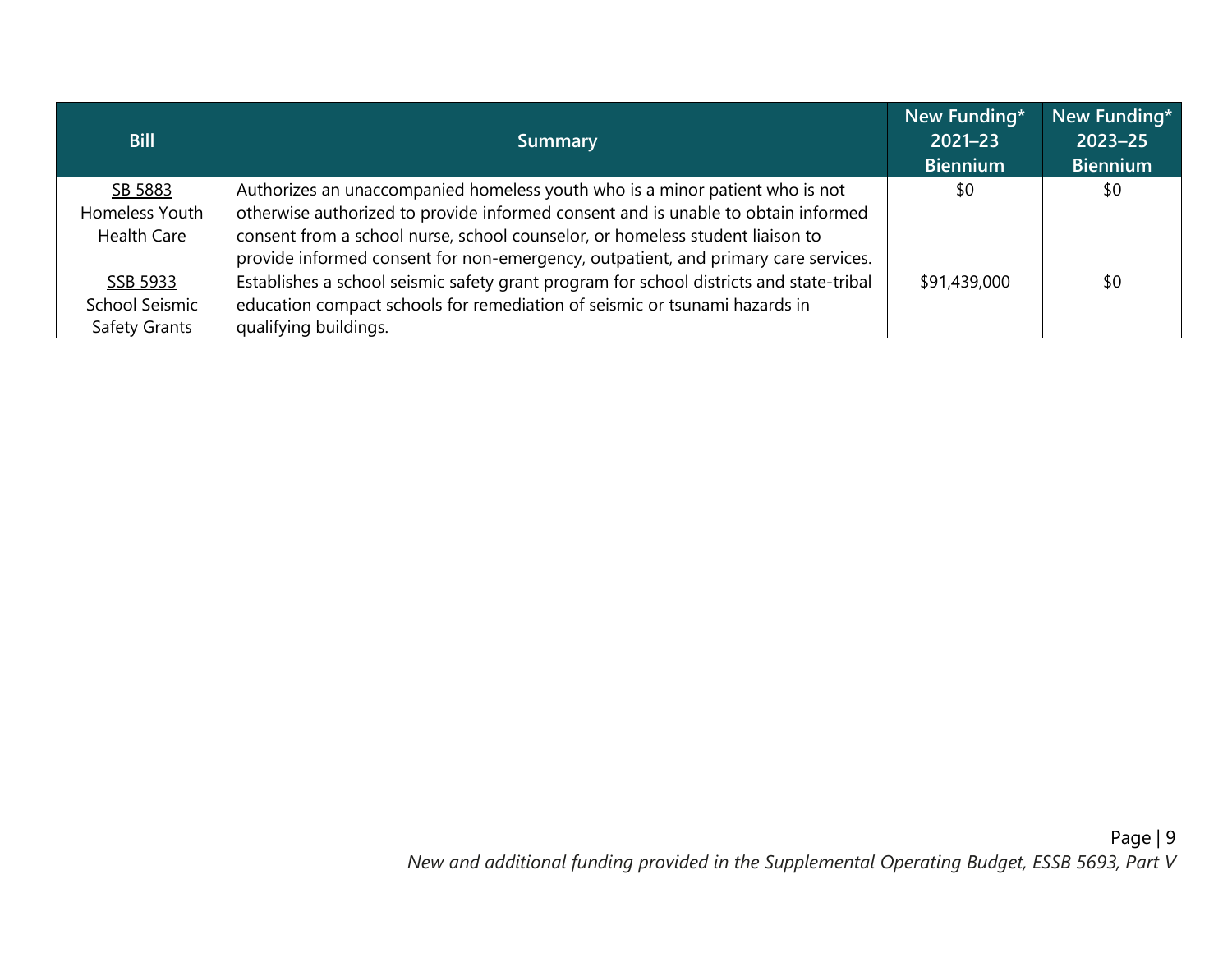| Bill | Summary | New Funding* 2021–23 Biennium | New Funding* 2023–25 Biennium |
|---|---|---|---|
| SB 5883 Homeless Youth Health Care | Authorizes an unaccompanied homeless youth who is a minor patient who is not otherwise authorized to provide informed consent and is unable to obtain informed consent from a school nurse, school counselor, or homeless student liaison to provide informed consent for non-emergency, outpatient, and primary care services. | $0 | $0 |
| SSB 5933 School Seismic Safety Grants | Establishes a school seismic safety grant program for school districts and state-tribal education compact schools for remediation of seismic or tsunami hazards in qualifying buildings. | $91,439,000 | $0 |

*New and additional funding provided in the Supplemental Operating Budget, ESSB 5693, Part V*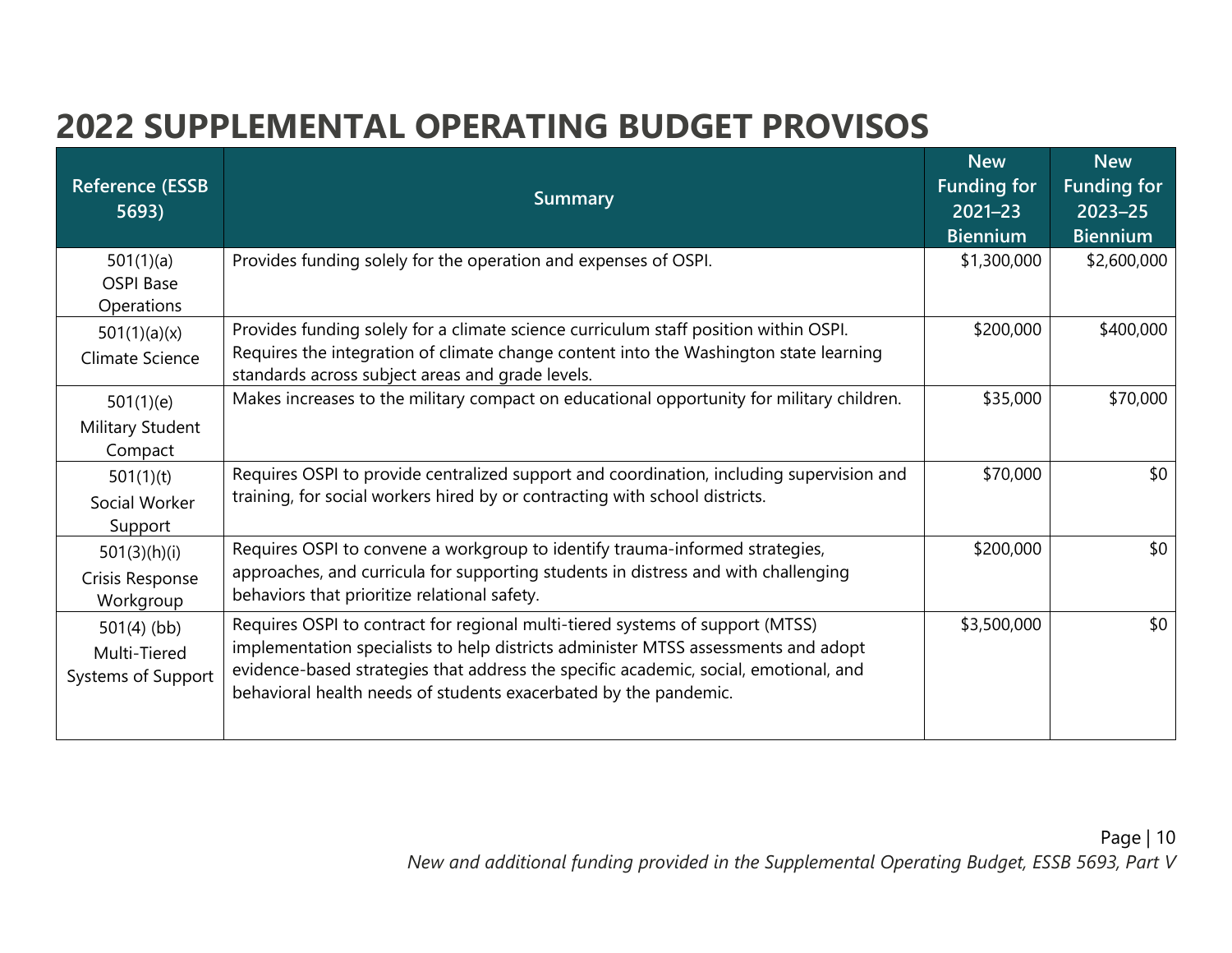# 2022 SUPPLEMENTAL OPERATING BUDGET PROVISOS

| Reference (ESSB 5693) | Summary | New Funding for 2021–23 Biennium | New Funding for 2023–25 Biennium |
|---|---|---|---|
| 501(1)(a) OSPI Base Operations | Provides funding solely for the operation and expenses of OSPI. | $1,300,000 | $2,600,000 |
| 501(1)(a)(x) Climate Science | Provides funding solely for a climate science curriculum staff position within OSPI. Requires the integration of climate change content into the Washington state learning standards across subject areas and grade levels. | $200,000 | $400,000 |
| 501(1)(e) Military Student Compact | Makes increases to the military compact on educational opportunity for military children. | $35,000 | $70,000 |
| 501(1)(t) Social Worker Support | Requires OSPI to provide centralized support and coordination, including supervision and training, for social workers hired by or contracting with school districts. | $70,000 | $0 |
| 501(3)(h)(i) Crisis Response Workgroup | Requires OSPI to convene a workgroup to identify trauma-informed strategies, approaches, and curricula for supporting students in distress and with challenging behaviors that prioritize relational safety. | $200,000 | $0 |
| 501(4) (bb) Multi-Tiered Systems of Support | Requires OSPI to contract for regional multi-tiered systems of support (MTSS) implementation specialists to help districts administer MTSS assessments and adopt evidence-based strategies that address the specific academic, social, emotional, and behavioral health needs of students exacerbated by the pandemic. | $3,500,000 | $0 |

*New and additional funding provided in the Supplemental Operating Budget, ESSB 5693, Part V*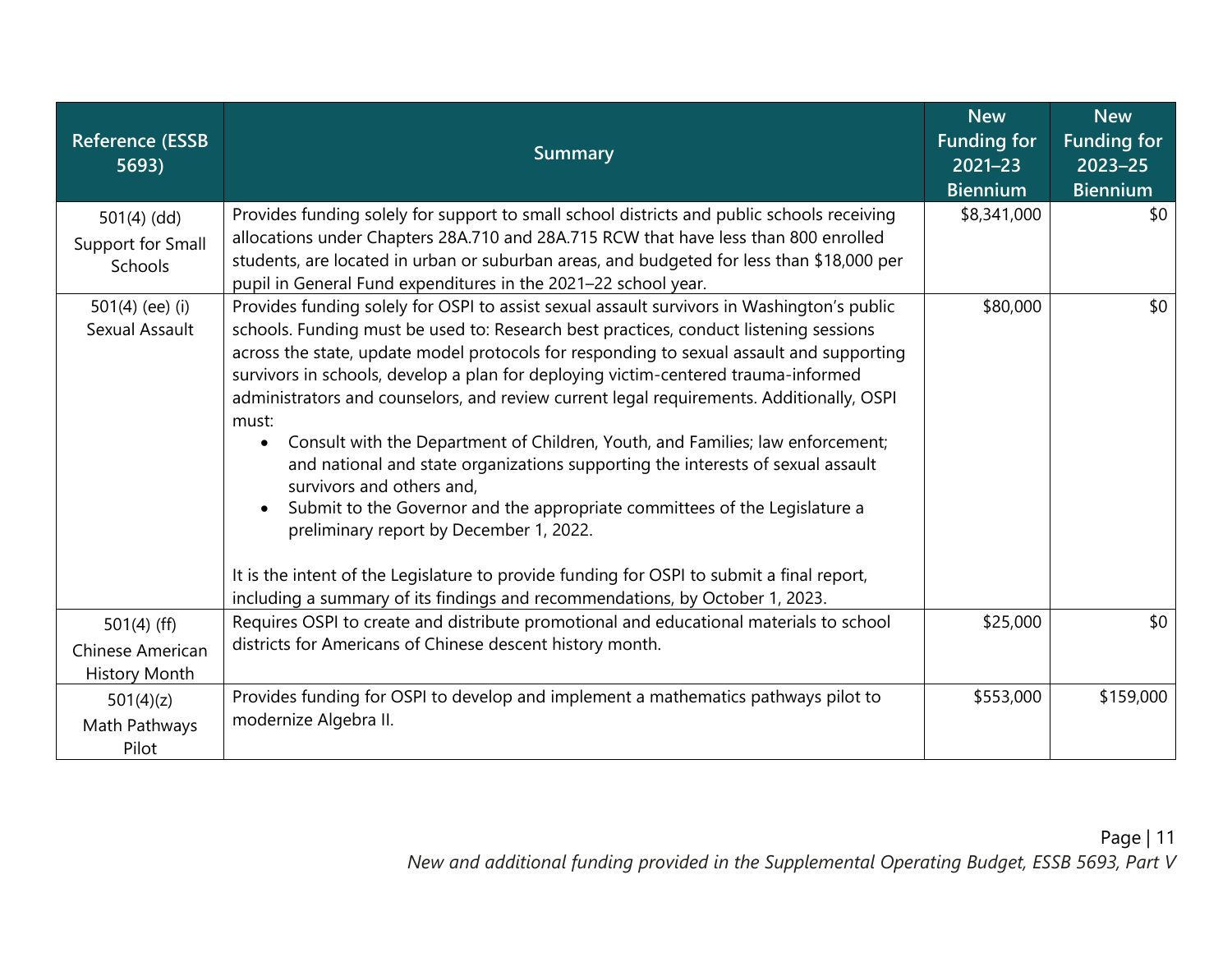| Reference (ESSB 5693) | Summary | New Funding for 2021–23 Biennium | New Funding for 2023–25 Biennium |
|---|---|---|---|
| 501(4) (dd) Support for Small Schools | Provides funding solely for support to small school districts and public schools receiving allocations under Chapters 28A.710 and 28A.715 RCW that have less than 800 enrolled students, are located in urban or suburban areas, and budgeted for less than $18,000 per pupil in General Fund expenditures in the 2021–22 school year. | $8,341,000 | $0 |
| 501(4) (ee) (i) Sexual Assault | Provides funding solely for OSPI to assist sexual assault survivors in Washington's public schools. Funding must be used to: Research best practices, conduct listening sessions across the state, update model protocols for responding to sexual assault and supporting survivors in schools, develop a plan for deploying victim-centered trauma-informed administrators and counselors, and review current legal requirements. Additionally, OSPI must: <br>• Consult with the Department of Children, Youth, and Families; law enforcement; and national and state organizations supporting the interests of sexual assault survivors and others and, <br>• Submit to the Governor and the appropriate committees of the Legislature a preliminary report by December 1, 2022. <br><br>It is the intent of the Legislature to provide funding for OSPI to submit a final report, including a summary of its findings and recommendations, by October 1, 2023. | $80,000 | $0 |
| 501(4) (ff) Chinese American History Month | Requires OSPI to create and distribute promotional and educational materials to school districts for Americans of Chinese descent history month. | $25,000 | $0 |
| 501(4)(z) Math Pathways Pilot | Provides funding for OSPI to develop and implement a mathematics pathways pilot to modernize Algebra II. | $553,000 | $159,000 |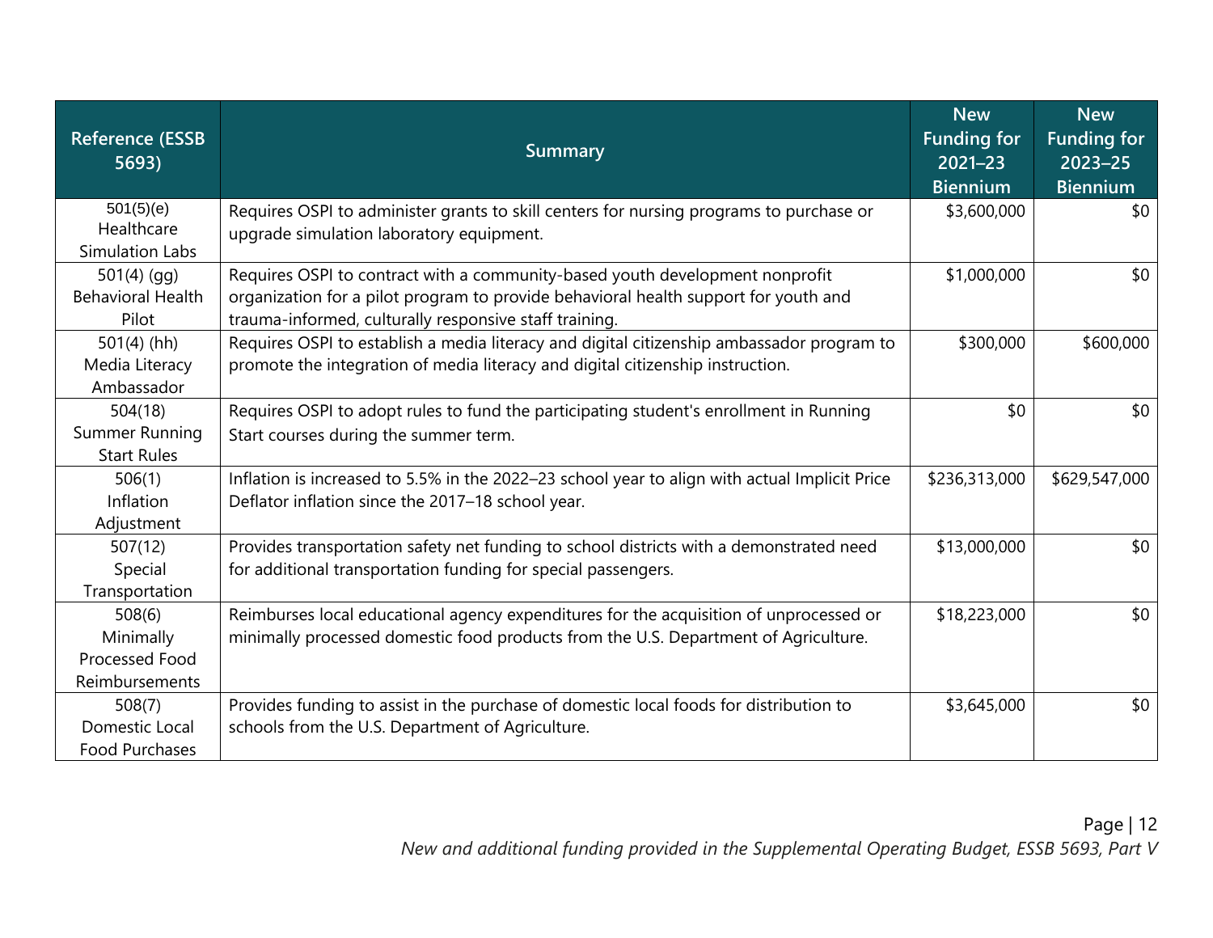| Reference (ESSB 5693) | Summary | New Funding for 2021–23 Biennium | New Funding for 2023–25 Biennium |
|---|---|---|---|
| 501(5)(e) Healthcare Simulation Labs | Requires OSPI to administer grants to skill centers for nursing programs to purchase or upgrade simulation laboratory equipment. | $3,600,000 | $0 |
| 501(4) (gg) Behavioral Health Pilot | Requires OSPI to contract with a community-based youth development nonprofit organization for a pilot program to provide behavioral health support for youth and trauma-informed, culturally responsive staff training. | $1,000,000 | $0 |
| 501(4) (hh) Media Literacy Ambassador | Requires OSPI to establish a media literacy and digital citizenship ambassador program to promote the integration of media literacy and digital citizenship instruction. | $300,000 | $600,000 |
| 504(18) Summer Running Start Rules | Requires OSPI to adopt rules to fund the participating student's enrollment in Running Start courses during the summer term. | $0 | $0 |
| 506(1) Inflation Adjustment | Inflation is increased to 5.5% in the 2022–23 school year to align with actual Implicit Price Deflator inflation since the 2017–18 school year. | $236,313,000 | $629,547,000 |
| 507(12) Special Transportation | Provides transportation safety net funding to school districts with a demonstrated need for additional transportation funding for special passengers. | $13,000,000 | $0 |
| 508(6) Minimally Processed Food Reimbursements | Reimburses local educational agency expenditures for the acquisition of unprocessed or minimally processed domestic food products from the U.S. Department of Agriculture. | $18,223,000 | $0 |
| 508(7) Domestic Local Food Purchases | Provides funding to assist in the purchase of domestic local foods for distribution to schools from the U.S. Department of Agriculture. | $3,645,000 | $0 |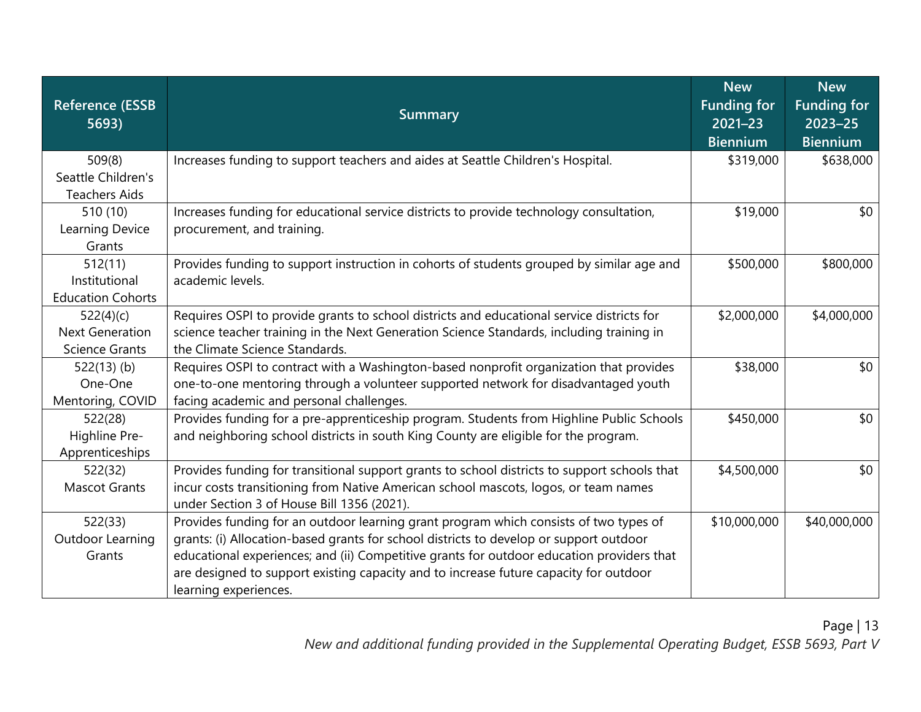| Reference (ESSB 5693) | Summary | New Funding for 2021–23 Biennium | New Funding for 2023–25 Biennium |
|---|---|---|---|
| 509(8) Seattle Children's Teachers Aids | Increases funding to support teachers and aides at Seattle Children's Hospital. | $319,000 | $638,000 |
| 510 (10) Learning Device Grants | Increases funding for educational service districts to provide technology consultation, procurement, and training. | $19,000 | $0 |
| 512(11) Institutional Education Cohorts | Provides funding to support instruction in cohorts of students grouped by similar age and academic levels. | $500,000 | $800,000 |
| 522(4)(c) Next Generation Science Grants | Requires OSPI to provide grants to school districts and educational service districts for science teacher training in the Next Generation Science Standards, including training in the Climate Science Standards. | $2,000,000 | $4,000,000 |
| 522(13) (b) One-One Mentoring, COVID | Requires OSPI to contract with a Washington-based nonprofit organization that provides one-to-one mentoring through a volunteer supported network for disadvantaged youth facing academic and personal challenges. | $38,000 | $0 |
| 522(28) Highline Pre-Apprenticeships | Provides funding for a pre-apprenticeship program. Students from Highline Public Schools and neighboring school districts in south King County are eligible for the program. | $450,000 | $0 |
| 522(32) Mascot Grants | Provides funding for transitional support grants to school districts to support schools that incur costs transitioning from Native American school mascots, logos, or team names under Section 3 of House Bill 1356 (2021). | $4,500,000 | $0 |
| 522(33) Outdoor Learning Grants | Provides funding for an outdoor learning grant program which consists of two types of grants: (i) Allocation-based grants for school districts to develop or support outdoor educational experiences; and (ii) Competitive grants for outdoor education providers that are designed to support existing capacity and to increase future capacity for outdoor learning experiences. | $10,000,000 | $40,000,000 |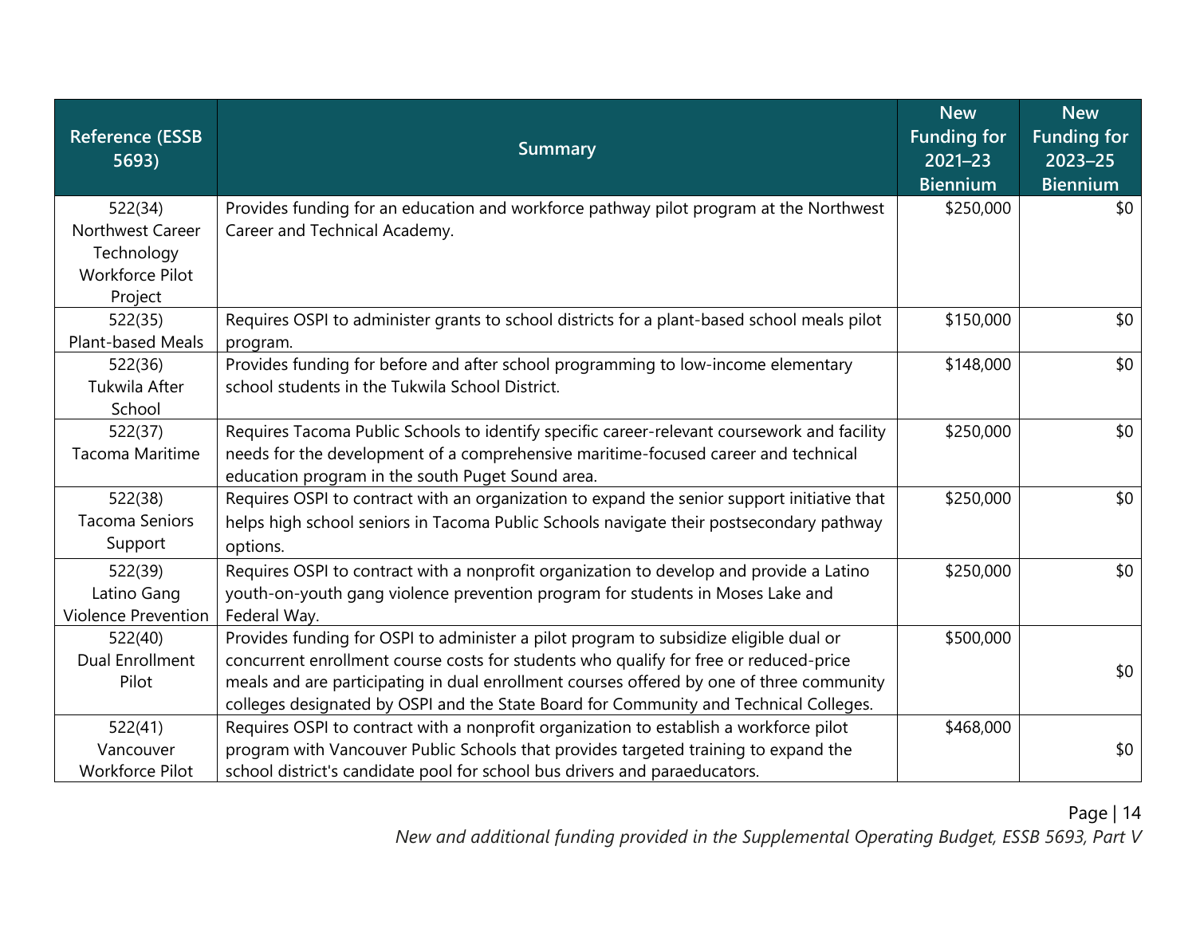| Reference (ESSB 5693) | Summary | New Funding for 2021–23 Biennium | New Funding for 2023–25 Biennium |
|---|---|---|---|
| 522(34) Northwest Career Technology Workforce Pilot Project | Provides funding for an education and workforce pathway pilot program at the Northwest Career and Technical Academy. | $250,000 | $0 |
| 522(35) Plant-based Meals | Requires OSPI to administer grants to school districts for a plant-based school meals pilot program. | $150,000 | $0 |
| 522(36) Tukwila After School | Provides funding for before and after school programming to low-income elementary school students in the Tukwila School District. | $148,000 | $0 |
| 522(37) Tacoma Maritime | Requires Tacoma Public Schools to identify specific career-relevant coursework and facility needs for the development of a comprehensive maritime-focused career and technical education program in the south Puget Sound area. | $250,000 | $0 |
| 522(38) Tacoma Seniors Support | Requires OSPI to contract with an organization to expand the senior support initiative that helps high school seniors in Tacoma Public Schools navigate their postsecondary pathway options. | $250,000 | $0 |
| 522(39) Latino Gang Violence Prevention | Requires OSPI to contract with a nonprofit organization to develop and provide a Latino youth-on-youth gang violence prevention program for students in Moses Lake and Federal Way. | $250,000 | $0 |
| 522(40) Dual Enrollment Pilot | Provides funding for OSPI to administer a pilot program to subsidize eligible dual or concurrent enrollment course costs for students who qualify for free or reduced-price meals and are participating in dual enrollment courses offered by one of three community colleges designated by OSPI and the State Board for Community and Technical Colleges. | $500,000 | $0 |
| 522(41) Vancouver Workforce Pilot | Requires OSPI to contract with a nonprofit organization to establish a workforce pilot program with Vancouver Public Schools that provides targeted training to expand the school district's candidate pool for school bus drivers and paraeducators. | $468,000 | $0 |

*New and additional funding provided in the Supplemental Operating Budget, ESSB 5693, Part V*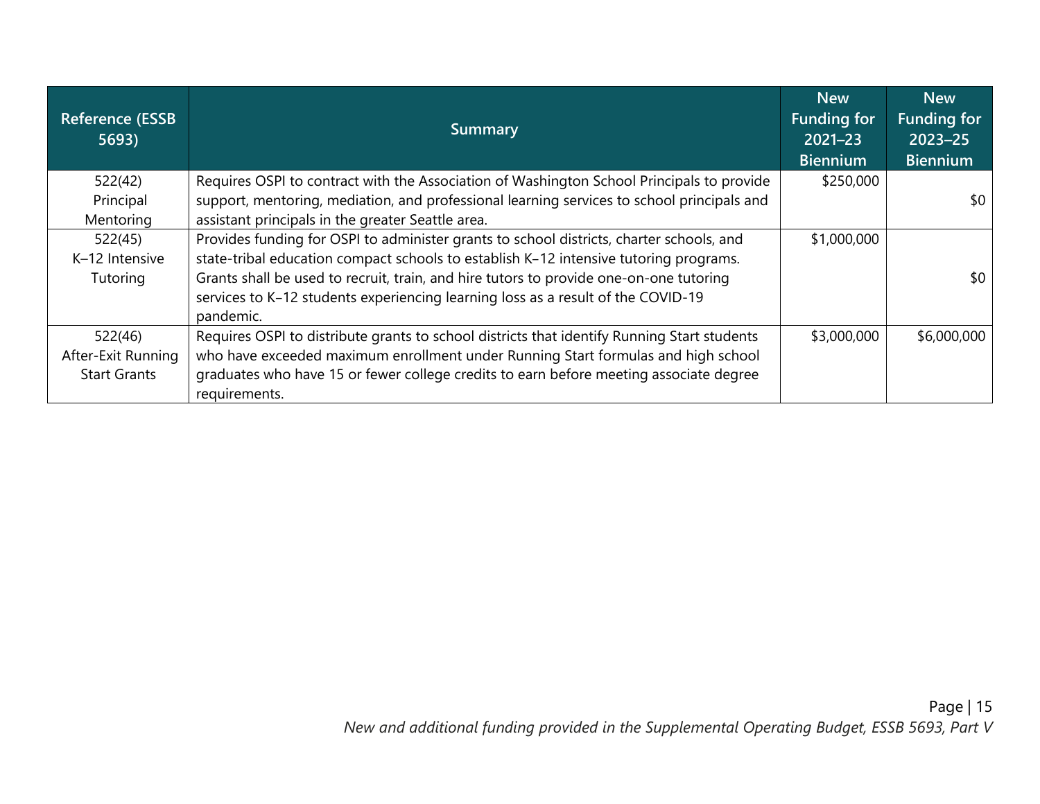| Reference (ESSB 5693) | Summary | New Funding for 2021–23 Biennium | New Funding for 2023–25 Biennium |
|---|---|---|---|
| 522(42) Principal Mentoring | Requires OSPI to contract with the Association of Washington School Principals to provide support, mentoring, mediation, and professional learning services to school principals and assistant principals in the greater Seattle area. | $250,000 | $0 |
| 522(45) K–12 Intensive Tutoring | Provides funding for OSPI to administer grants to school districts, charter schools, and state-tribal education compact schools to establish K–12 intensive tutoring programs. Grants shall be used to recruit, train, and hire tutors to provide one-on-one tutoring services to K–12 students experiencing learning loss as a result of the COVID-19 pandemic. | $1,000,000 | $0 |
| 522(46) After-Exit Running Start Grants | Requires OSPI to distribute grants to school districts that identify Running Start students who have exceeded maximum enrollment under Running Start formulas and high school graduates who have 15 or fewer college credits to earn before meeting associate degree requirements. | $3,000,000 | $6,000,000 |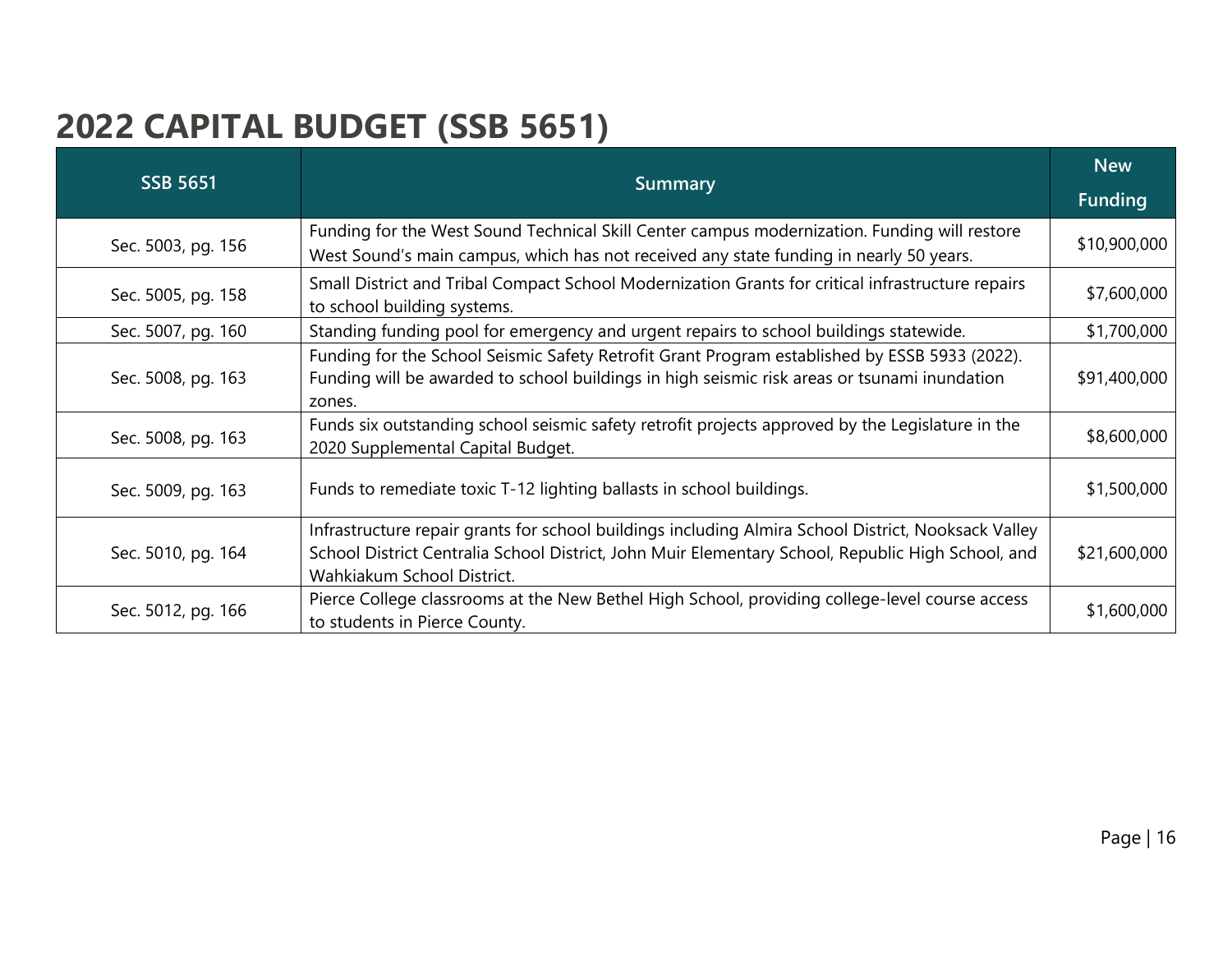# 2022 CAPITAL BUDGET (SSB 5651)

| SSB 5651 | Summary | New Funding |
|---|---|---|
| Sec. 5003, pg. 156 | Funding for the West Sound Technical Skill Center campus modernization. Funding will restore West Sound's main campus, which has not received any state funding in nearly 50 years. | $10,900,000 |
| Sec. 5005, pg. 158 | Small District and Tribal Compact School Modernization Grants for critical infrastructure repairs to school building systems. | $7,600,000 |
| Sec. 5007, pg. 160 | Standing funding pool for emergency and urgent repairs to school buildings statewide. | $1,700,000 |
| Sec. 5008, pg. 163 | Funding for the School Seismic Safety Retrofit Grant Program established by ESSB 5933 (2022). Funding will be awarded to school buildings in high seismic risk areas or tsunami inundation zones. | $91,400,000 |
| Sec. 5008, pg. 163 | Funds six outstanding school seismic safety retrofit projects approved by the Legislature in the 2020 Supplemental Capital Budget. | $8,600,000 |
| Sec. 5009, pg. 163 | Funds to remediate toxic T-12 lighting ballasts in school buildings. | $1,500,000 |
| Sec. 5010, pg. 164 | Infrastructure repair grants for school buildings including Almira School District, Nooksack Valley School District Centralia School District, John Muir Elementary School, Republic High School, and Wahkiakum School District. | $21,600,000 |
| Sec. 5012, pg. 166 | Pierce College classrooms at the New Bethel High School, providing college-level course access to students in Pierce County. | $1,600,000 |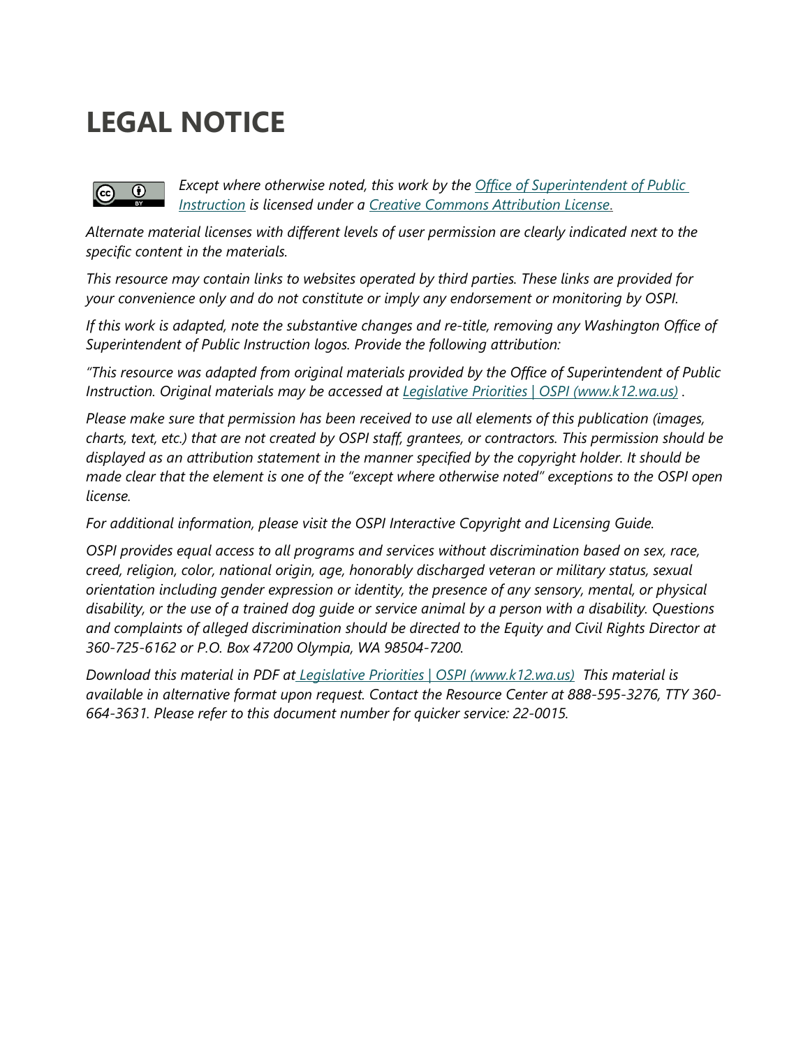# LEGAL NOTICE

*Except where otherwise noted, this work by the [Office of Superintendent of Public Instruction](#) is licensed under a [Creative Commons Attribution License.](#)*

*Alternate material licenses with different levels of user permission are clearly indicated next to the specific content in the materials.*

*This resource may contain links to websites operated by third parties. These links are provided for your convenience only and do not constitute or imply any endorsement or monitoring by OSPI.*

*If this work is adapted, note the substantive changes and re-title, removing any Washington Office of Superintendent of Public Instruction logos. Provide the following attribution:*

*"This resource was adapted from original materials provided by the Office of Superintendent of Public Instruction. Original materials may be accessed at [Legislative Priorities | OSPI (www.k12.wa.us)](#) .*

*Please make sure that permission has been received to use all elements of this publication (images, charts, text, etc.) that are not created by OSPI staff, grantees, or contractors. This permission should be displayed as an attribution statement in the manner specified by the copyright holder. It should be made clear that the element is one of the "except where otherwise noted" exceptions to the OSPI open license.*

*For additional information, please visit the OSPI Interactive Copyright and Licensing Guide.*

*OSPI provides equal access to all programs and services without discrimination based on sex, race, creed, religion, color, national origin, age, honorably discharged veteran or military status, sexual orientation including gender expression or identity, the presence of any sensory, mental, or physical disability, or the use of a trained dog guide or service animal by a person with a disability. Questions and complaints of alleged discrimination should be directed to the Equity and Civil Rights Director at 360-725-6162 or P.O. Box 47200 Olympia, WA 98504-7200.*

*Download this material in PDF at [Legislative Priorities | OSPI (www.k12.wa.us)](#) This material is available in alternative format upon request. Contact the Resource Center at 888-595-3276, TTY 360-664-3631. Please refer to this document number for quicker service: 22-0015.*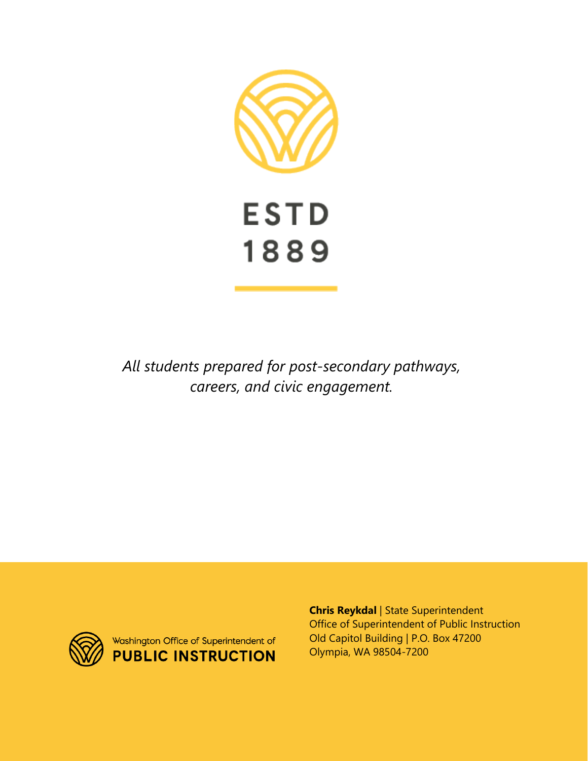ESTD
1889

*All students prepared for post-secondary pathways, careers, and civic engagement.*

Washington Office of Superintendent of
**PUBLIC INSTRUCTION**

**Chris Reykdal** | State Superintendent
Office of Superintendent of Public Instruction
Old Capitol Building | P.O. Box 47200
Olympia, WA 98504-7200